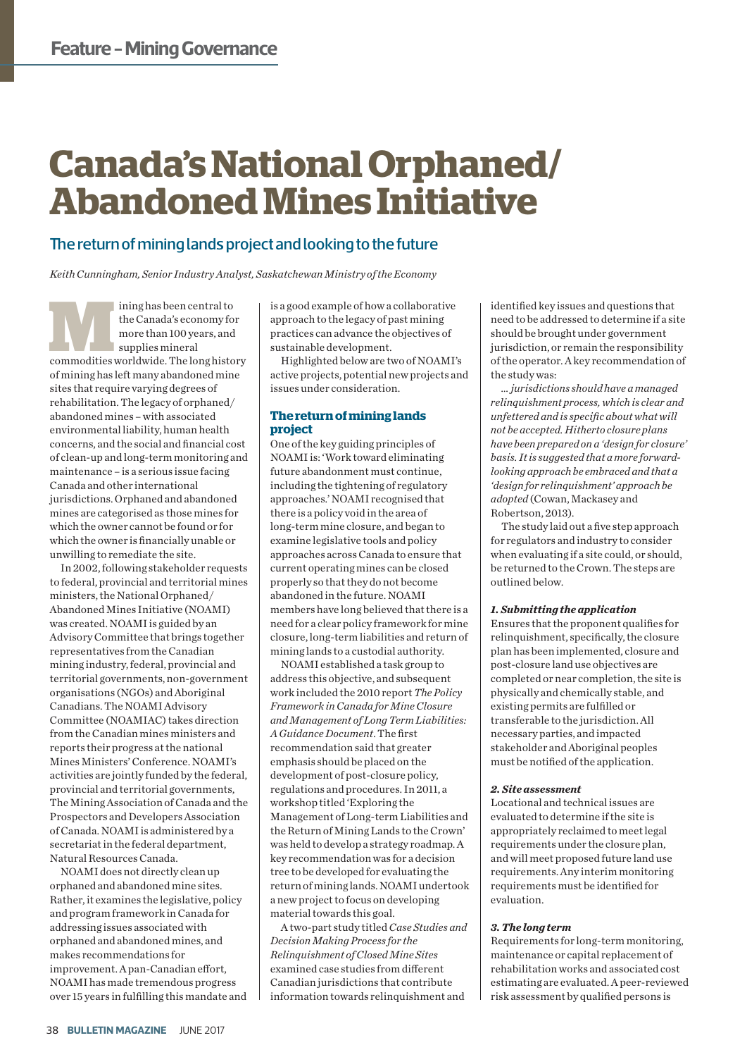# Canada's National Orphaned/ Abandoned Mines Initiative

## The return of mining lands project and looking to the future

*Keith Cunningham, Senior Industry Analyst, Saskatchewan Ministry of the Economy*

Mining has been central to the Canada's economy for more than 100 years, and supplies mineral commodities worldwide. The long history of mining has left many abandoned mine sites that require varying degrees of rehabilitation. The legacy of orphaned/abandoned mines – with associated environmental liability, human health concerns, and the social and financial cost of clean-up and long-term monitoring and maintenance – is a serious issue facing Canada and other international jurisdictions. Orphaned and abandoned mines are categorised as those mines for which the owner cannot be found or for which the owner is financially unable or unwilling to remediate the site.

In 2002, following stakeholder requests to federal, provincial and territorial mines ministers, the National Orphaned/Abandoned Mines Initiative (NOAMI) was created. NOAMI is guided by an Advisory Committee that brings together representatives from the Canadian mining industry, federal, provincial and territorial governments, non-government organisations (NGOs) and Aboriginal Canadians. The NOAMI Advisory Committee (NOAMIAC) takes direction from the Canadian mines ministers and reports their progress at the national Mines Ministers' Conference. NOAMI's activities are jointly funded by the federal, provincial and territorial governments, The Mining Association of Canada and the Prospectors and Developers Association of Canada. NOAMI is administered by a secretariat in the federal department, Natural Resources Canada.

NOAMI does not directly clean up orphaned and abandoned mine sites. Rather, it examines the legislative, policy and program framework in Canada for addressing issues associated with orphaned and abandoned mines, and makes recommendations for improvement. A pan-Canadian effort, NOAMI has made tremendous progress over 15 years in fulfilling this mandate and is a good example of how a collaborative approach to the legacy of past mining practices can advance the objectives of sustainable development.

Highlighted below are two of NOAMI's active projects, potential new projects and issues under consideration.

### The return of mining lands project

One of the key guiding principles of NOAMI is: 'Work toward eliminating future abandonment must continue, including the tightening of regulatory approaches.' NOAMI recognised that there is a policy void in the area of long-term mine closure, and began to examine legislative tools and policy approaches across Canada to ensure that current operating mines can be closed properly so that they do not become abandoned in the future. NOAMI members have long believed that there is a need for a clear policy framework for mine closure, long-term liabilities and return of mining lands to a custodial authority.

NOAMI established a task group to address this objective, and subsequent work included the 2010 report *The Policy Framework in Canada for Mine Closure and Management of Long Term Liabilities: A Guidance Document*. The first recommendation said that greater emphasis should be placed on the development of post-closure policy, regulations and procedures. In 2011, a workshop titled 'Exploring the Management of Long-term Liabilities and the Return of Mining Lands to the Crown' was held to develop a strategy roadmap. A key recommendation was for a decision tree to be developed for evaluating the return of mining lands. NOAMI undertook a new project to focus on developing material towards this goal.

A two-part study titled *Case Studies and Decision Making Process for the Relinquishment of Closed Mine Sites* examined case studies from different Canadian jurisdictions that contribute information towards relinquishment and identified key issues and questions that need to be addressed to determine if a site should be brought under government jurisdiction, or remain the responsibility of the operator. A key recommendation of the study was:

*... jurisdictions should have a managed relinquishment process, which is clear and unfettered and is specific about what will not be accepted. Hitherto closure plans have been prepared on a 'design for closure' basis. It is suggested that a more forward-looking approach be embraced and that a 'design for relinquishment' approach be adopted* (Cowan, Mackasey and Robertson, 2013).

The study laid out a five step approach for regulators and industry to consider when evaluating if a site could, or should, be returned to the Crown. The steps are outlined below.

#### *1. Submitting the application*

Ensures that the proponent qualifies for relinquishment, specifically, the closure plan has been implemented, closure and post-closure land use objectives are completed or near completion, the site is physically and chemically stable, and existing permits are fulfilled or transferable to the jurisdiction. All necessary parties, and impacted stakeholder and Aboriginal peoples must be notified of the application.

#### *2. Site assessment*

Locational and technical issues are evaluated to determine if the site is appropriately reclaimed to meet legal requirements under the closure plan, and will meet proposed future land use requirements. Any interim monitoring requirements must be identified for evaluation.

#### *3. The long term*

Requirements for long-term monitoring, maintenance or capital replacement of rehabilitation works and associated cost estimating are evaluated. A peer-reviewed risk assessment by qualified persons is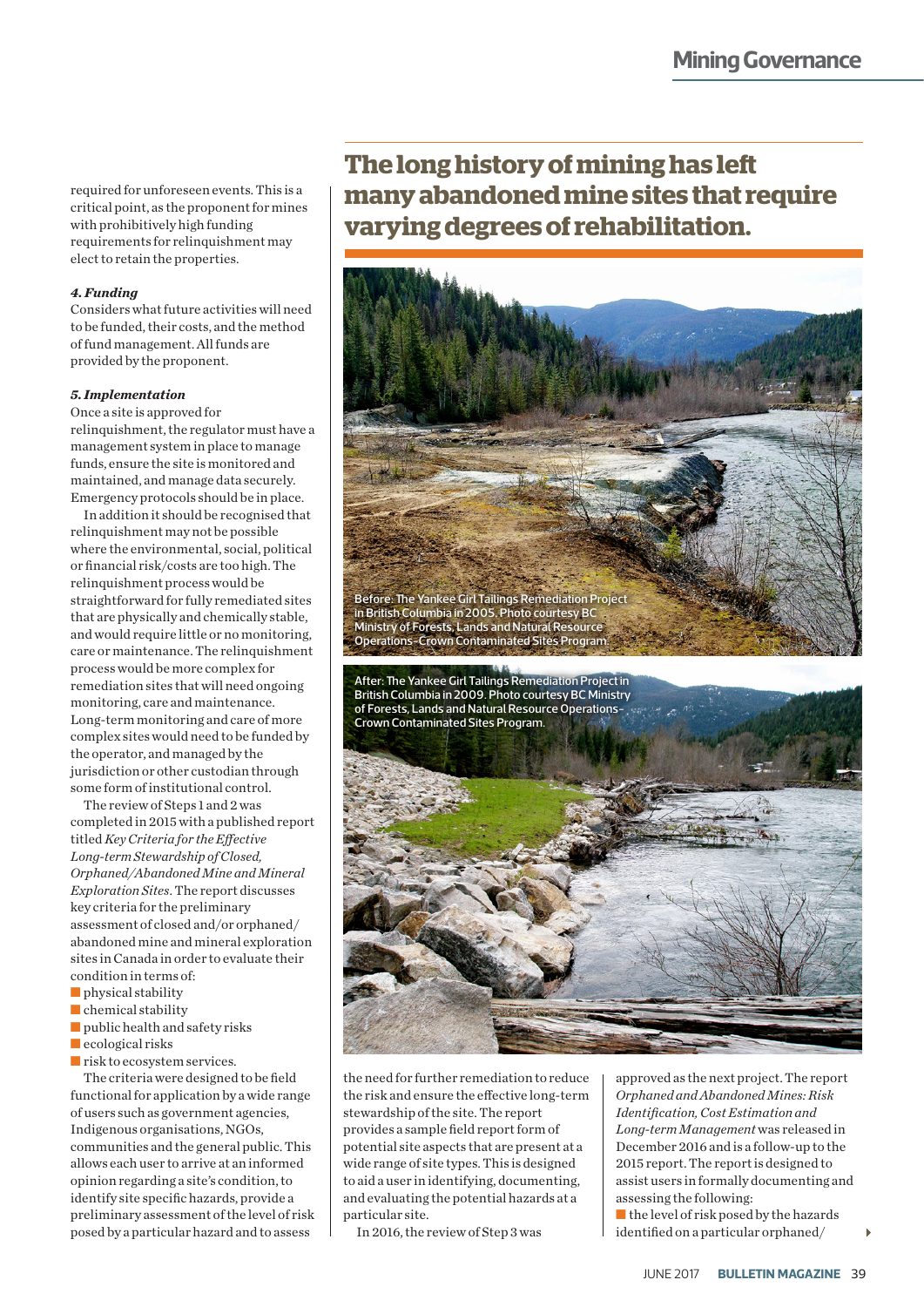required for unforeseen events. This is a critical point, as the proponent for mines with prohibitively high funding requirements for relinquishment may elect to retain the properties.

***4. Funding***

Considers what future activities will need to be funded, their costs, and the method of fund management. All funds are provided by the proponent.

***5. Implementation***

Once a site is approved for relinquishment, the regulator must have a management system in place to manage funds, ensure the site is monitored and maintained, and manage data securely. Emergency protocols should be in place.

In addition it should be recognised that relinquishment may not be possible where the environmental, social, political or financial risk/costs are too high. The relinquishment process would be straightforward for fully remediated sites that are physically and chemically stable, and would require little or no monitoring, care or maintenance. The relinquishment process would be more complex for remediation sites that will need ongoing monitoring, care and maintenance. Long-term monitoring and care of more complex sites would need to be funded by the operator, and managed by the jurisdiction or other custodian through some form of institutional control.

The review of Steps 1 and 2 was completed in 2015 with a published report titled *Key Criteria for the Effective Long-term Stewardship of Closed, Orphaned/Abandoned Mine and Mineral Exploration Sites*. The report discusses key criteria for the preliminary assessment of closed and/or orphaned/abandoned mine and mineral exploration sites in Canada in order to evaluate their condition in terms of:

- physical stability
- chemical stability
- public health and safety risks
- ecological risks
- risk to ecosystem services.

The criteria were designed to be field functional for application by a wide range of users such as government agencies, Indigenous organisations, NGOs, communities and the general public. This allows each user to arrive at an informed opinion regarding a site's condition, to identify site specific hazards, provide a preliminary assessment of the level of risk posed by a particular hazard and to assess the need for further remediation to reduce the risk and ensure the effective long-term stewardship of the site. The report provides a sample field report form of potential site aspects that are present at a wide range of site types. This is designed to aid a user in identifying, documenting, and evaluating the potential hazards at a particular site.

In 2016, the review of Step 3 was approved as the next project. The report *Orphaned and Abandoned Mines: Risk Identification, Cost Estimation and Long-term Management* was released in December 2016 and is a follow-up to the 2015 report. The report is designed to assist users in formally documenting and assessing the following:

- the level of risk posed by the hazards identified on a particular orphaned/

## The long history of mining has left many abandoned mine sites that require varying degrees of rehabilitation.

Before: The Yankee Girl Tailings Remediation Project in British Columbia in 2005. Photo courtesy BC Ministry of Forests, Lands and Natural Resource Operations–Crown Contaminated Sites Program.

After: The Yankee Girl Tailings Remediation Project in British Columbia in 2009. Photo courtesy BC Ministry of Forests, Lands and Natural Resource Operations–Crown Contaminated Sites Program.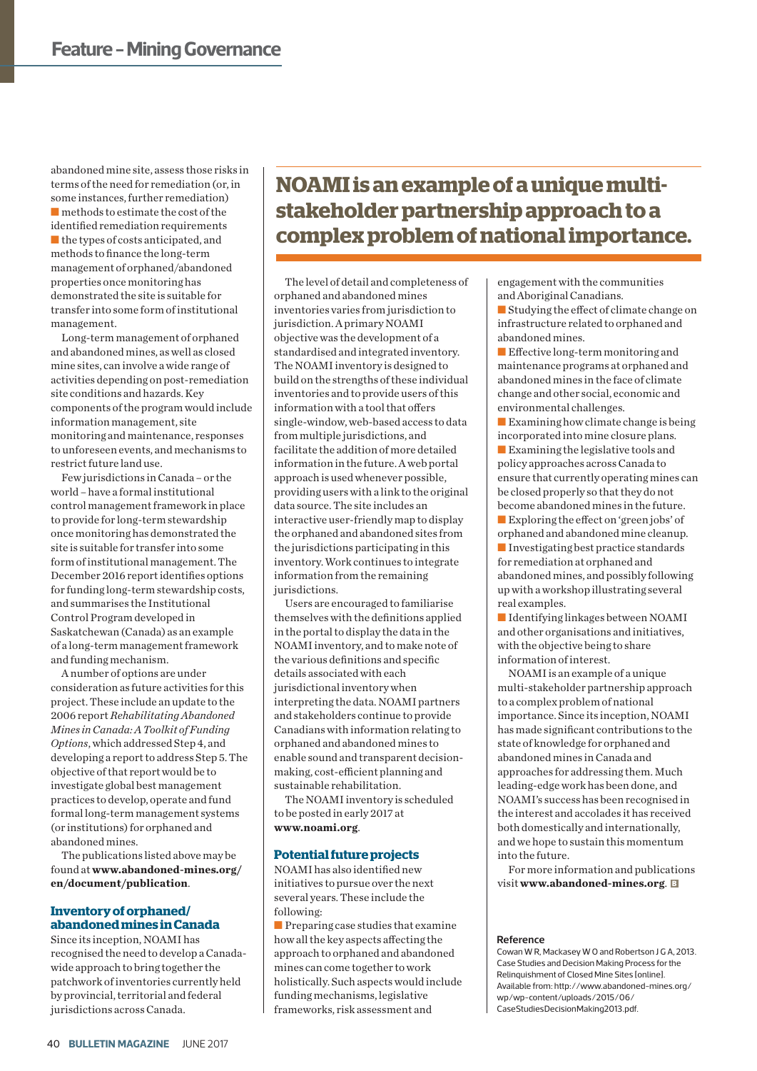abandoned mine site, assess those risks in terms of the need for remediation (or, in some instances, further remediation)

- methods to estimate the cost of the identified remediation requirements
- the types of costs anticipated, and methods to finance the long-term management of orphaned/abandoned properties once monitoring has demonstrated the site is suitable for transfer into some form of institutional management.

Long-term management of orphaned and abandoned mines, as well as closed mine sites, can involve a wide range of activities depending on post-remediation site conditions and hazards. Key components of the program would include information management, site monitoring and maintenance, responses to unforeseen events, and mechanisms to restrict future land use.

Few jurisdictions in Canada – or the world – have a formal institutional control management framework in place to provide for long-term stewardship once monitoring has demonstrated the site is suitable for transfer into some form of institutional management. The December 2016 report identifies options for funding long-term stewardship costs, and summarises the Institutional Control Program developed in Saskatchewan (Canada) as an example of a long-term management framework and funding mechanism.

A number of options are under consideration as future activities for this project. These include an update to the 2006 report *Rehabilitating Abandoned Mines in Canada: A Toolkit of Funding Options*, which addressed Step 4, and developing a report to address Step 5. The objective of that report would be to investigate global best management practices to develop, operate and fund formal long-term management systems (or institutions) for orphaned and abandoned mines.

The publications listed above may be found at **www.abandoned-mines.org/en/document/publication**.

### Inventory of orphaned/abandoned mines in Canada

Since its inception, NOAMI has recognised the need to develop a Canada-wide approach to bring together the patchwork of inventories currently held by provincial, territorial and federal jurisdictions across Canada.

## NOAMI is an example of a unique multi-stakeholder partnership approach to a complex problem of national importance.

The level of detail and completeness of orphaned and abandoned mines inventories varies from jurisdiction to jurisdiction. A primary NOAMI objective was the development of a standardised and integrated inventory. The NOAMI inventory is designed to build on the strengths of these individual inventories and to provide users of this information with a tool that offers single-window, web-based access to data from multiple jurisdictions, and facilitate the addition of more detailed information in the future. A web portal approach is used whenever possible, providing users with a link to the original data source. The site includes an interactive user-friendly map to display the orphaned and abandoned sites from the jurisdictions participating in this inventory. Work continues to integrate information from the remaining jurisdictions.

Users are encouraged to familiarise themselves with the definitions applied in the portal to display the data in the NOAMI inventory, and to make note of the various definitions and specific details associated with each jurisdictional inventory when interpreting the data. NOAMI partners and stakeholders continue to provide Canadians with information relating to orphaned and abandoned mines to enable sound and transparent decision-making, cost-efficient planning and sustainable rehabilitation.

The NOAMI inventory is scheduled to be posted in early 2017 at **www.noami.org**.

### Potential future projects

NOAMI has also identified new initiatives to pursue over the next several years. These include the following:

- Preparing case studies that examine how all the key aspects affecting the approach to orphaned and abandoned mines can come together to work holistically. Such aspects would include funding mechanisms, legislative frameworks, risk assessment and engagement with the communities and Aboriginal Canadians.
- Studying the effect of climate change on infrastructure related to orphaned and abandoned mines.
- Effective long-term monitoring and maintenance programs at orphaned and abandoned mines in the face of climate change and other social, economic and environmental challenges.
- Examining how climate change is being incorporated into mine closure plans.
- Examining the legislative tools and policy approaches across Canada to ensure that currently operating mines can be closed properly so that they do not become abandoned mines in the future.
- Exploring the effect on 'green jobs' of orphaned and abandoned mine cleanup.
- Investigating best practice standards for remediation at orphaned and abandoned mines, and possibly following up with a workshop illustrating several real examples.
- Identifying linkages between NOAMI and other organisations and initiatives, with the objective being to share information of interest.

NOAMI is an example of a unique multi-stakeholder partnership approach to a complex problem of national importance. Since its inception, NOAMI has made significant contributions to the state of knowledge for orphaned and abandoned mines in Canada and approaches for addressing them. Much leading-edge work has been done, and NOAMI's success has been recognised in the interest and accolades it has received both domestically and internationally, and we hope to sustain this momentum into the future.

For more information and publications visit **www.abandoned-mines.org**.

#### Reference

Cowan W R, Mackasey W O and Robertson J G A, 2013. Case Studies and Decision Making Process for the Relinquishment of Closed Mine Sites [online]. Available from: http://www.abandoned-mines.org/wp/wp-content/uploads/2015/06/CaseStudiesDecisionMaking2013.pdf.